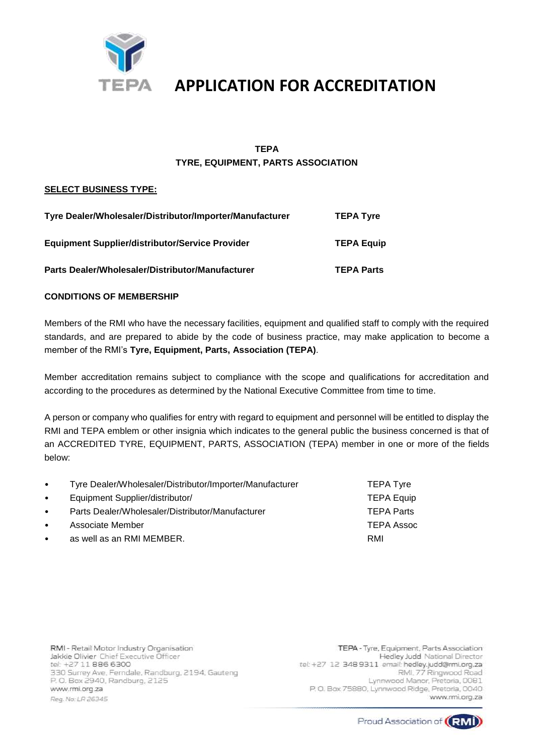# APPLICATION FOR ACCREDITATION

**TEPA**
**TYRE, EQUIPMENT, PARTS ASSOCIATION**

**SELECT BUSINESS TYPE:**

| | |
|---|---|
| **Tyre Dealer/Wholesaler/Distributor/Importer/Manufacturer** | **TEPA Tyre** |
| **Equipment Supplier/distributor/Service Provider** | **TEPA Equip** |
| **Parts Dealer/Wholesaler/Distributor/Manufacturer** | **TEPA Parts** |

**CONDITIONS OF MEMBERSHIP**

Members of the RMI who have the necessary facilities, equipment and qualified staff to comply with the required standards, and are prepared to abide by the code of business practice, may make application to become a member of the RMI's **Tyre, Equipment, Parts, Association (TEPA)**.

Member accreditation remains subject to compliance with the scope and qualifications for accreditation and according to the procedures as determined by the National Executive Committee from time to time.

A person or company who qualifies for entry with regard to equipment and personnel will be entitled to display the RMI and TEPA emblem or other insignia which indicates to the general public the business concerned is that of an ACCREDITED TYRE, EQUIPMENT, PARTS, ASSOCIATION (TEPA) member in one or more of the fields below:

- Tyre Dealer/Wholesaler/Distributor/Importer/Manufacturer — TEPA Tyre
- Equipment Supplier/distributor/ — TEPA Equip
- Parts Dealer/Wholesaler/Distributor/Manufacturer — TEPA Parts
- Associate Member — TEPA Assoc
- as well as an RMI MEMBER. — RMI

RMI - Retail Motor Industry Organisation
Jakkie Olivier Chief Executive Officer
tel: +27 11 886 6300
330 Surrey Ave, Ferndale, Randburg, 2194, Gauteng
P. O. Box 2940, Randburg, 2125
www.rmi.org.za
Reg. No: LR 26345

TEPA - Tyre, Equipment, Parts Association
Hedley Judd National Director
tel: +27 12 348 9311 email: hedley.judd@rmi.org.za
RMI, 77 Ringwood Road
Lynnwood Manor, Pretoria, 0081
P. O. Box 75880, Lynnwood Ridge, Pretoria, 0040
www.rmi.org.za

Proud Association of RMI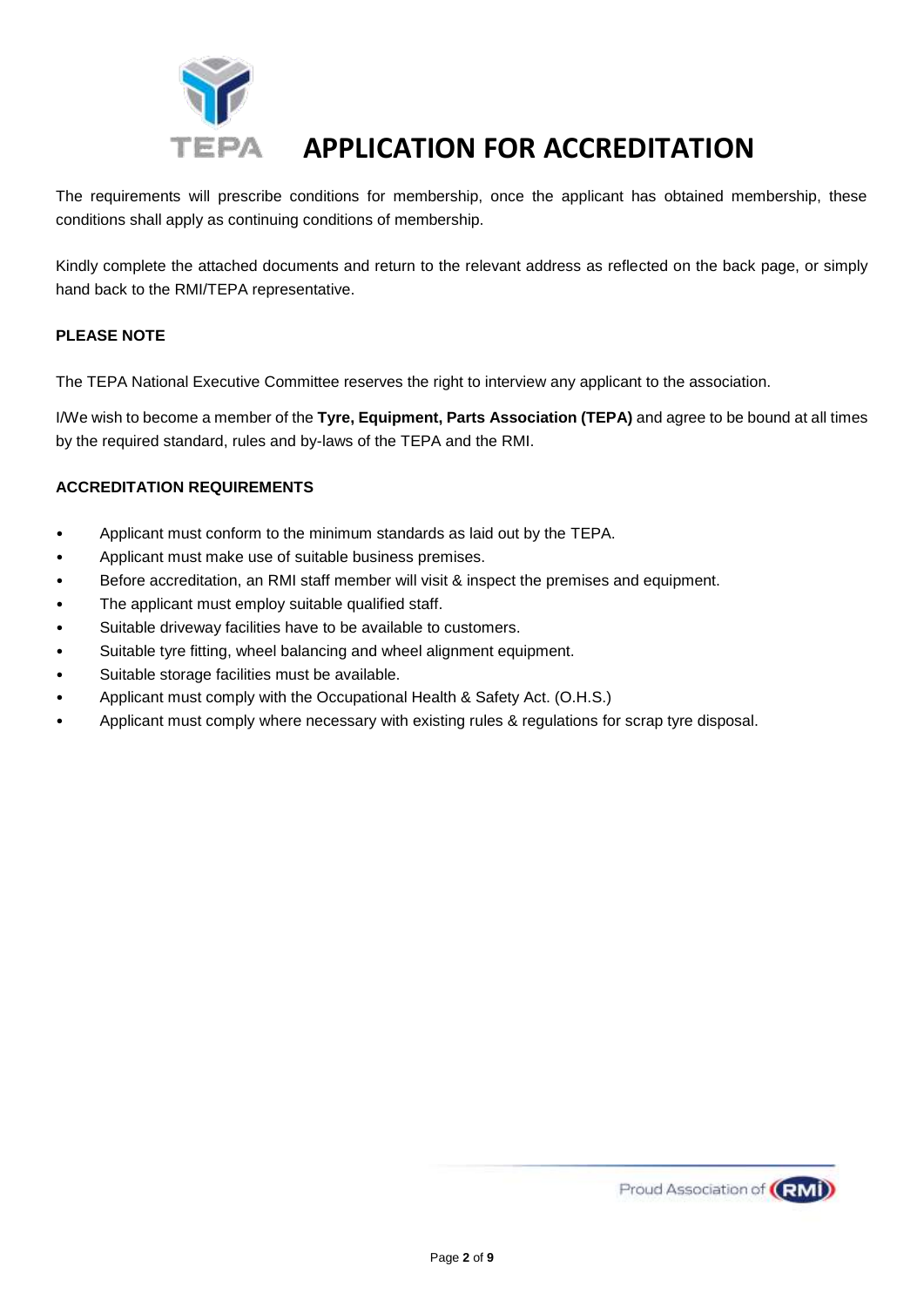# APPLICATION FOR ACCREDITATION

The requirements will prescribe conditions for membership, once the applicant has obtained membership, these conditions shall apply as continuing conditions of membership.

Kindly complete the attached documents and return to the relevant address as reflected on the back page, or simply hand back to the RMI/TEPA representative.

**PLEASE NOTE**

The TEPA National Executive Committee reserves the right to interview any applicant to the association.

I/We wish to become a member of the **Tyre, Equipment, Parts Association (TEPA)** and agree to be bound at all times by the required standard, rules and by-laws of the TEPA and the RMI.

**ACCREDITATION REQUIREMENTS**

- Applicant must conform to the minimum standards as laid out by the TEPA.
- Applicant must make use of suitable business premises.
- Before accreditation, an RMI staff member will visit & inspect the premises and equipment.
- The applicant must employ suitable qualified staff.
- Suitable driveway facilities have to be available to customers.
- Suitable tyre fitting, wheel balancing and wheel alignment equipment.
- Suitable storage facilities must be available.
- Applicant must comply with the Occupational Health & Safety Act. (O.H.S.)
- Applicant must comply where necessary with existing rules & regulations for scrap tyre disposal.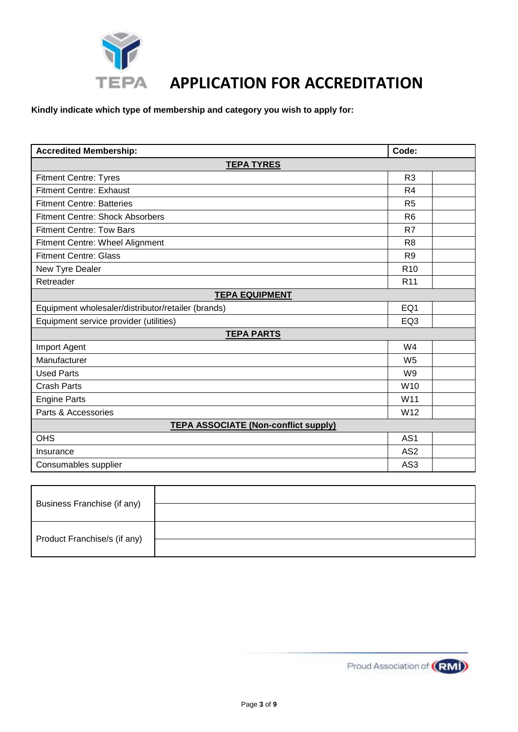# APPLICATION FOR ACCREDITATION

**Kindly indicate which type of membership and category you wish to apply for:**

| **Accredited Membership:** | **Code:** | |
|---|---|---|
| **TEPA TYRES** | | |
| Fitment Centre: Tyres | R3 | |
| Fitment Centre: Exhaust | R4 | |
| Fitment Centre: Batteries | R5 | |
| Fitment Centre: Shock Absorbers | R6 | |
| Fitment Centre: Tow Bars | R7 | |
| Fitment Centre: Wheel Alignment | R8 | |
| Fitment Centre: Glass | R9 | |
| New Tyre Dealer | R10 | |
| Retreader | R11 | |
| **TEPA EQUIPMENT** | | |
| Equipment wholesaler/distributor/retailer (brands) | EQ1 | |
| Equipment service provider (utilities) | EQ3 | |
| **TEPA PARTS** | | |
| Import Agent | W4 | |
| Manufacturer | W5 | |
| Used Parts | W9 | |
| Crash Parts | W10 | |
| Engine Parts | W11 | |
| Parts & Accessories | W12 | |
| **TEPA ASSOCIATE (Non-conflict supply)** | | |
| OHS | AS1 | |
| Insurance | AS2 | |
| Consumables supplier | AS3 | |

| | |
|---|---|
| Business Franchise (if any) | |
| | |
| Product Franchise/s (if any) | |
| | |

Proud Association of RMI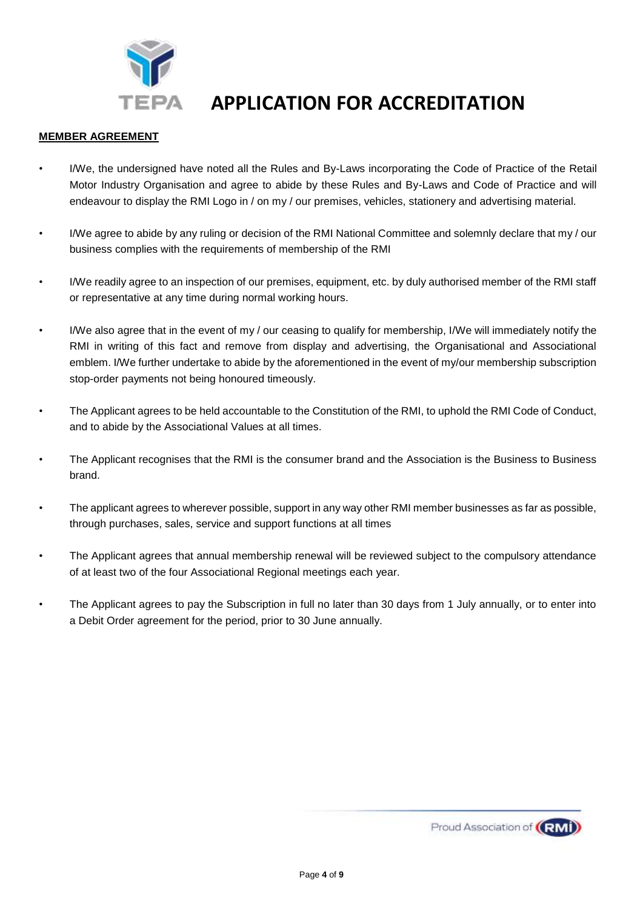# APPLICATION FOR ACCREDITATION

**MEMBER AGREEMENT**

- I/We, the undersigned have noted all the Rules and By-Laws incorporating the Code of Practice of the Retail Motor Industry Organisation and agree to abide by these Rules and By-Laws and Code of Practice and will endeavour to display the RMI Logo in / on my / our premises, vehicles, stationery and advertising material.
- I/We agree to abide by any ruling or decision of the RMI National Committee and solemnly declare that my / our business complies with the requirements of membership of the RMI
- I/We readily agree to an inspection of our premises, equipment, etc. by duly authorised member of the RMI staff or representative at any time during normal working hours.
- I/We also agree that in the event of my / our ceasing to qualify for membership, I/We will immediately notify the RMI in writing of this fact and remove from display and advertising, the Organisational and Associational emblem. I/We further undertake to abide by the aforementioned in the event of my/our membership subscription stop-order payments not being honoured timeously.
- The Applicant agrees to be held accountable to the Constitution of the RMI, to uphold the RMI Code of Conduct, and to abide by the Associational Values at all times.
- The Applicant recognises that the RMI is the consumer brand and the Association is the Business to Business brand.
- The applicant agrees to wherever possible, support in any way other RMI member businesses as far as possible, through purchases, sales, service and support functions at all times
- The Applicant agrees that annual membership renewal will be reviewed subject to the compulsory attendance of at least two of the four Associational Regional meetings each year.
- The Applicant agrees to pay the Subscription in full no later than 30 days from 1 July annually, or to enter into a Debit Order agreement for the period, prior to 30 June annually.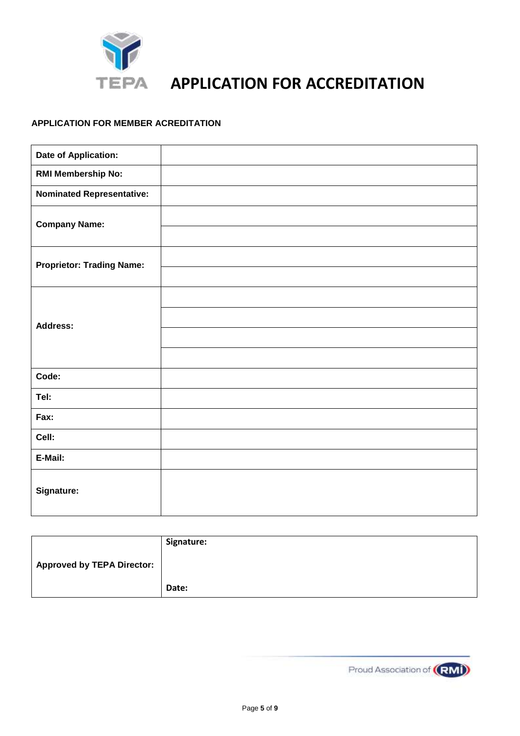TEPA

# APPLICATION FOR ACCREDITATION

**APPLICATION FOR MEMBER ACREDITATION**

| | |
|---|---|
| **Date of Application:** | |
| **RMI Membership No:** | |
| **Nominated Representative:** | |
| **Company Name:** | |
| | |
| **Proprietor: Trading Name:** | |
| | |
| **Address:** | |
| | |
| | |
| | |
| **Code:** | |
| **Tel:** | |
| **Fax:** | |
| **Cell:** | |
| **E-Mail:** | |
| **Signature:** | |

| | |
|---|---|
| **Approved by TEPA Director:** | **Signature:**<br><br>**Date:** |

Proud Association of RMI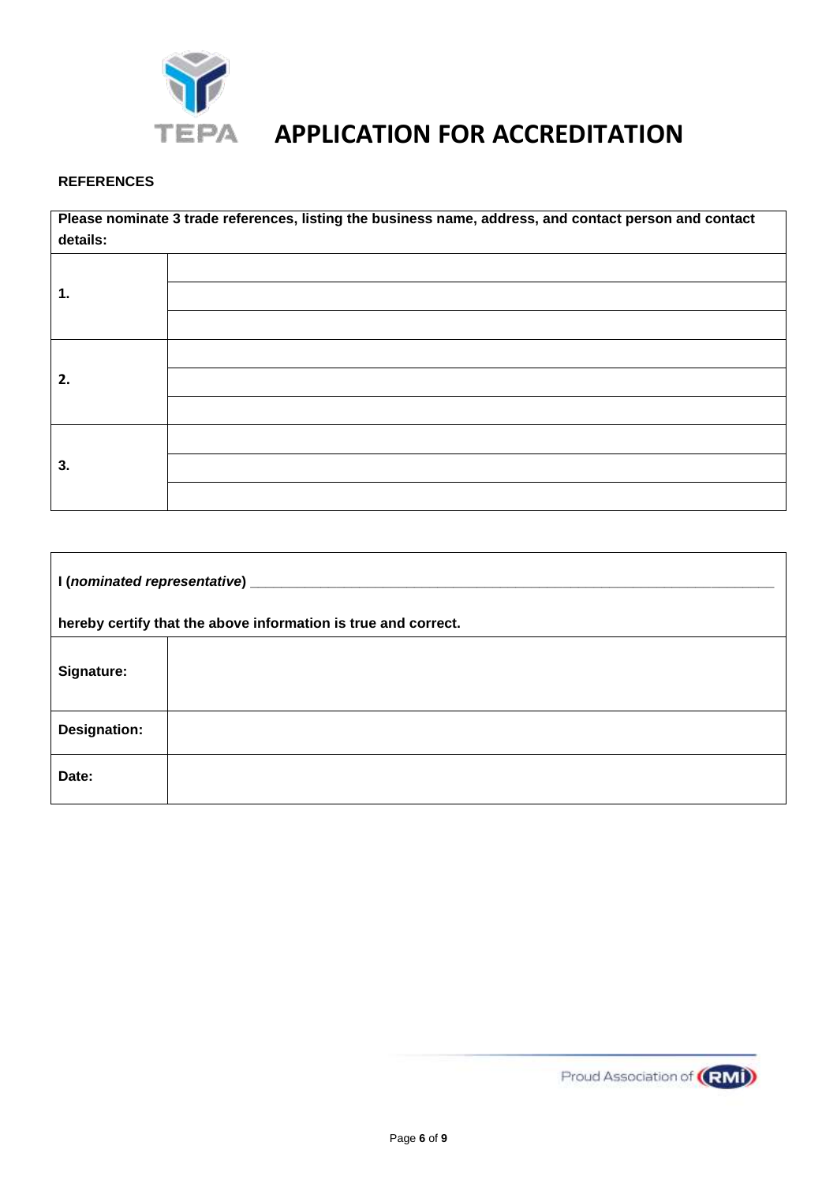# APPLICATION FOR ACCREDITATION

**REFERENCES**

| **Please nominate 3 trade references, listing the business name, address, and contact person and contact details:** | |
|---|---|
| **1.** | |
| | |
| | |
| **2.** | |
| | |
| | |
| **3.** | |
| | |
| | |

**I (*nominated representative*)** ____________________________________________________________________

**hereby certify that the above information is true and correct.**

| | |
|---|---|
| **Signature:** | |
| **Designation:** | |
| **Date:** | |

Proud Association of RMI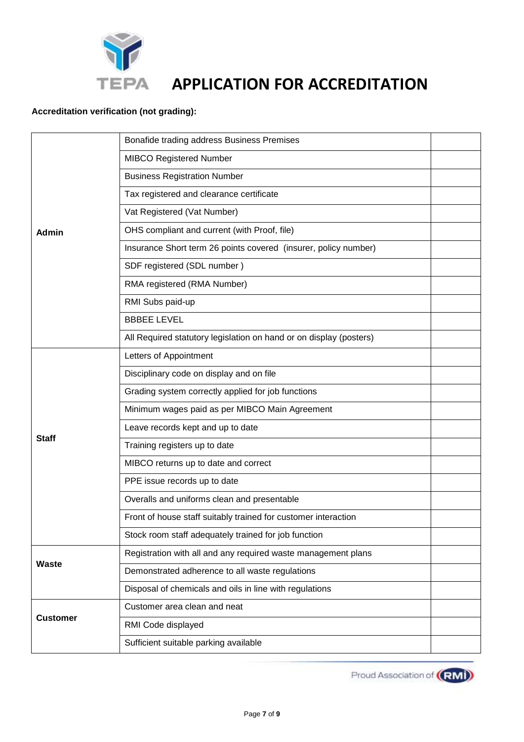# APPLICATION FOR ACCREDITATION

**Accreditation verification (not grading):**

| | | |
|---|---|---|
| **Admin** | Bonafide trading address Business Premises | |
| | MIBCO Registered Number | |
| | Business Registration Number | |
| | Tax registered and clearance certificate | |
| | Vat Registered (Vat Number) | |
| | OHS compliant and current (with Proof, file) | |
| | Insurance Short term 26 points covered (insurer, policy number) | |
| | SDF registered (SDL number ) | |
| | RMA registered (RMA Number) | |
| | RMI Subs paid-up | |
| | BBBEE LEVEL | |
| | All Required statutory legislation on hand or on display (posters) | |
| **Staff** | Letters of Appointment | |
| | Disciplinary code on display and on file | |
| | Grading system correctly applied for job functions | |
| | Minimum wages paid as per MIBCO Main Agreement | |
| | Leave records kept and up to date | |
| | Training registers up to date | |
| | MIBCO returns up to date and correct | |
| | PPE issue records up to date | |
| | Overalls and uniforms clean and presentable | |
| | Front of house staff suitably trained for customer interaction | |
| | Stock room staff adequately trained for job function | |
| **Waste** | Registration with all and any required waste management plans | |
| | Demonstrated adherence to all waste regulations | |
| | Disposal of chemicals and oils in line with regulations | |
| **Customer** | Customer area clean and neat | |
| | RMI Code displayed | |
| | Sufficient suitable parking available | |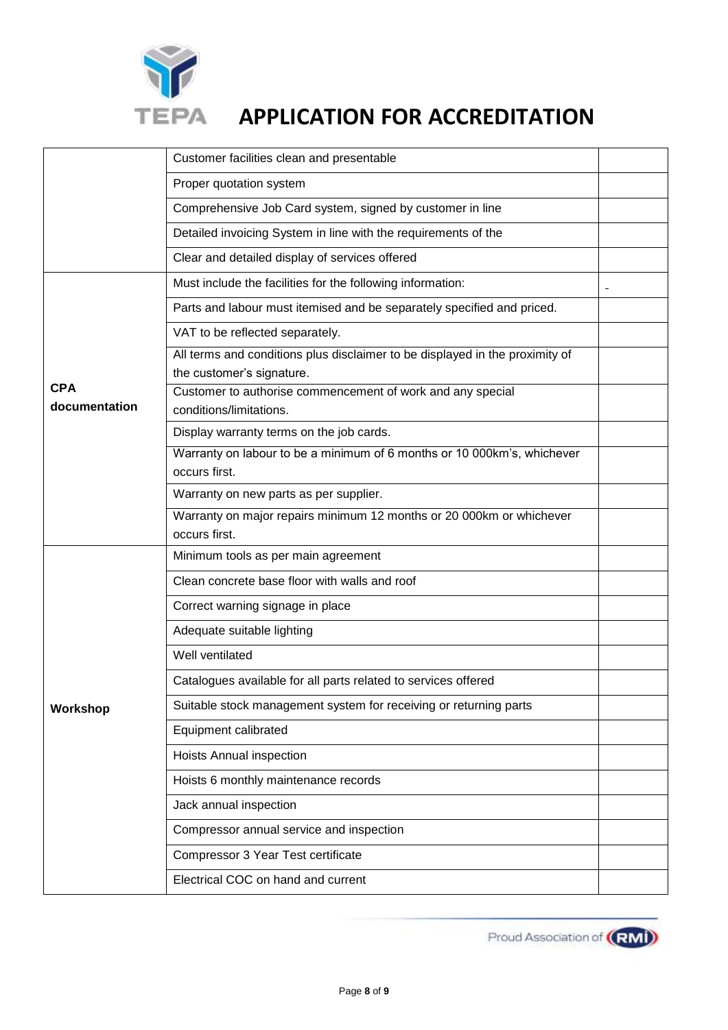# APPLICATION FOR ACCREDITATION

| | | |
|---|---|---|
| | Customer facilities clean and presentable | |
| | Proper quotation system | |
| | Comprehensive Job Card system, signed by customer in line | |
| | Detailed invoicing System in line with the requirements of the | |
| | Clear and detailed display of services offered | |
| **CPA documentation** | Must include the facilities for the following information: | _ |
| | Parts and labour must itemised and be separately specified and priced. | |
| | VAT to be reflected separately. | |
| | All terms and conditions plus disclaimer to be displayed in the proximity of the customer's signature. | |
| | Customer to authorise commencement of work and any special conditions/limitations. | |
| | Display warranty terms on the job cards. | |
| | Warranty on labour to be a minimum of 6 months or 10 000km's, whichever occurs first. | |
| | Warranty on new parts as per supplier. | |
| | Warranty on major repairs minimum 12 months or 20 000km or whichever occurs first. | |
| **Workshop** | Minimum tools as per main agreement | |
| | Clean concrete base floor with walls and roof | |
| | Correct warning signage in place | |
| | Adequate suitable lighting | |
| | Well ventilated | |
| | Catalogues available for all parts related to services offered | |
| | Suitable stock management system for receiving or returning parts | |
| | Equipment calibrated | |
| | Hoists Annual inspection | |
| | Hoists 6 monthly maintenance records | |
| | Jack annual inspection | |
| | Compressor annual service and inspection | |
| | Compressor 3 Year Test certificate | |
| | Electrical COC on hand and current | |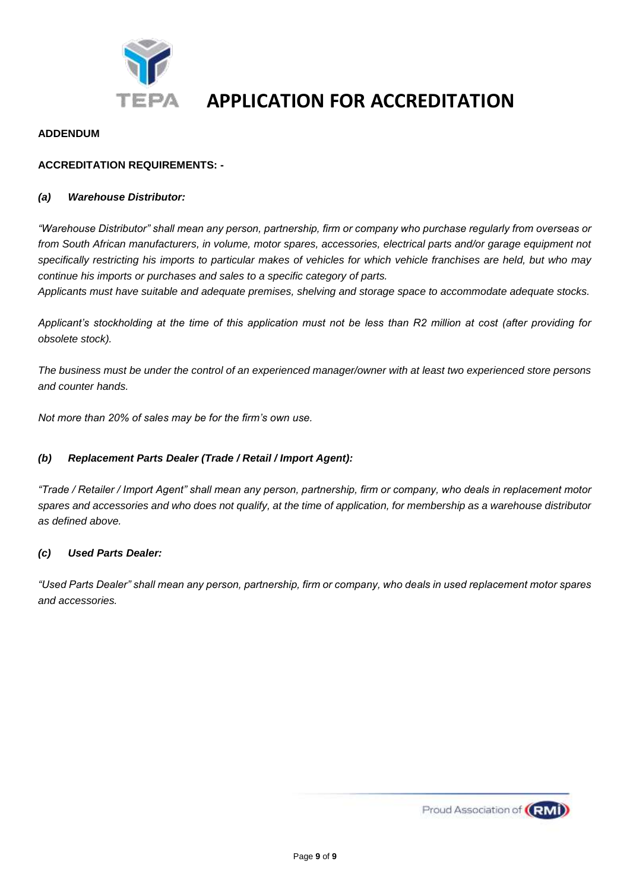# APPLICATION FOR ACCREDITATION

**ADDENDUM**

**ACCREDITATION REQUIREMENTS: -**

***(a) Warehouse Distributor:***

*"Warehouse Distributor" shall mean any person, partnership, firm or company who purchase regularly from overseas or from South African manufacturers, in volume, motor spares, accessories, electrical parts and/or garage equipment not specifically restricting his imports to particular makes of vehicles for which vehicle franchises are held, but who may continue his imports or purchases and sales to a specific category of parts.*

*Applicants must have suitable and adequate premises, shelving and storage space to accommodate adequate stocks.*

*Applicant's stockholding at the time of this application must not be less than R2 million at cost (after providing for obsolete stock).*

*The business must be under the control of an experienced manager/owner with at least two experienced store persons and counter hands.*

*Not more than 20% of sales may be for the firm's own use.*

***(b) Replacement Parts Dealer (Trade / Retail / Import Agent):***

*"Trade / Retailer / Import Agent" shall mean any person, partnership, firm or company, who deals in replacement motor spares and accessories and who does not qualify, at the time of application, for membership as a warehouse distributor as defined above.*

***(c) Used Parts Dealer:***

*"Used Parts Dealer" shall mean any person, partnership, firm or company, who deals in used replacement motor spares and accessories.*